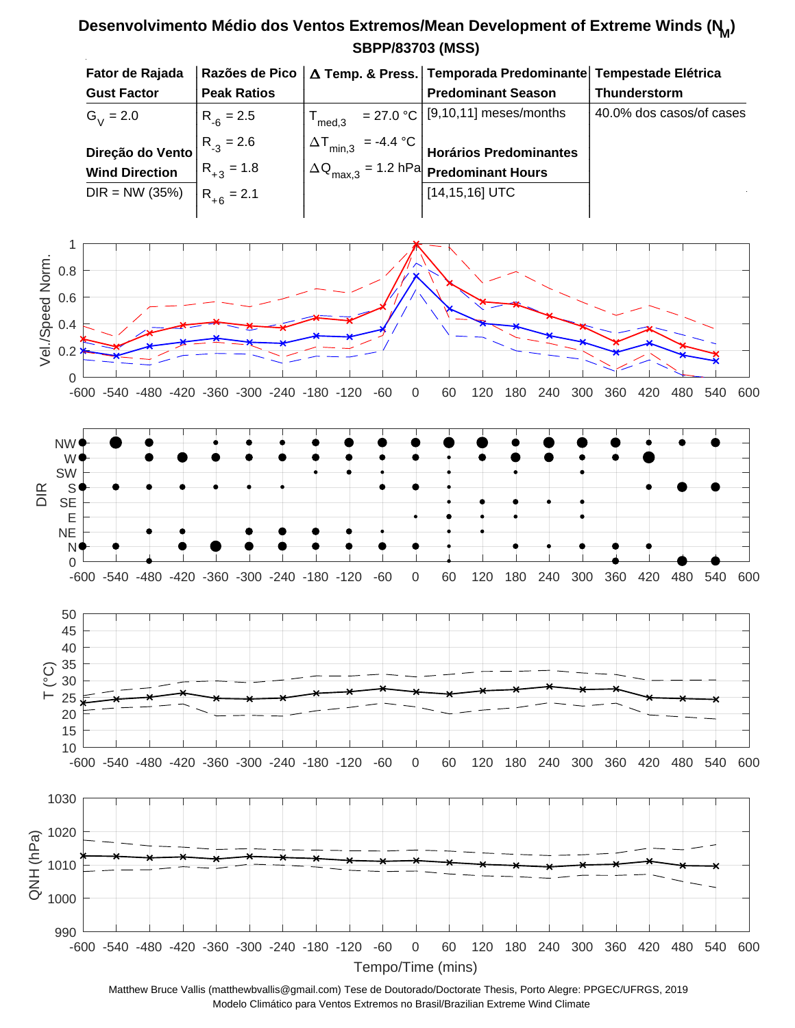# Desenvolvimento Médio dos Ventos Extremos/Mean Development of Extreme Winds ($N_M$)

**SBPP/83703 (MSS)**

| Fator de Rajada / Gust Factor | Razões de Pico / Peak Ratios | Δ Temp. & Press. | Temporada Predominante / Predominant Season | Tempestade Elétrica / Thunderstorm |
|---|---|---|---|---|
| $G_V = 2.0$ | $R_{-6} = 2.5$ | $T_{med,3} = 27.0$ °C | [9,10,11] meses/months | 40.0% dos casos/of cases |
| **Direção do Vento / Wind Direction** | $R_{-3} = 2.6$ | $\Delta T_{min,3} = -4.4$ °C | **Horários Predominantes / Predominant Hours** | |
| DIR = NW (35%) | $R_{+3} = 1.8$ | $\Delta Q_{max,3} = 1.2$ hPa | [14,15,16] UTC | |
| | $R_{+6} = 2.1$ | | | |

Matthew Bruce Vallis (matthewbvallis@gmail.com) Tese de Doutorado/Doctorate Thesis, Porto Alegre: PPGEC/UFRGS, 2019
Modelo Climático para Ventos Extremos no Brasil/Brazilian Extreme Wind Climate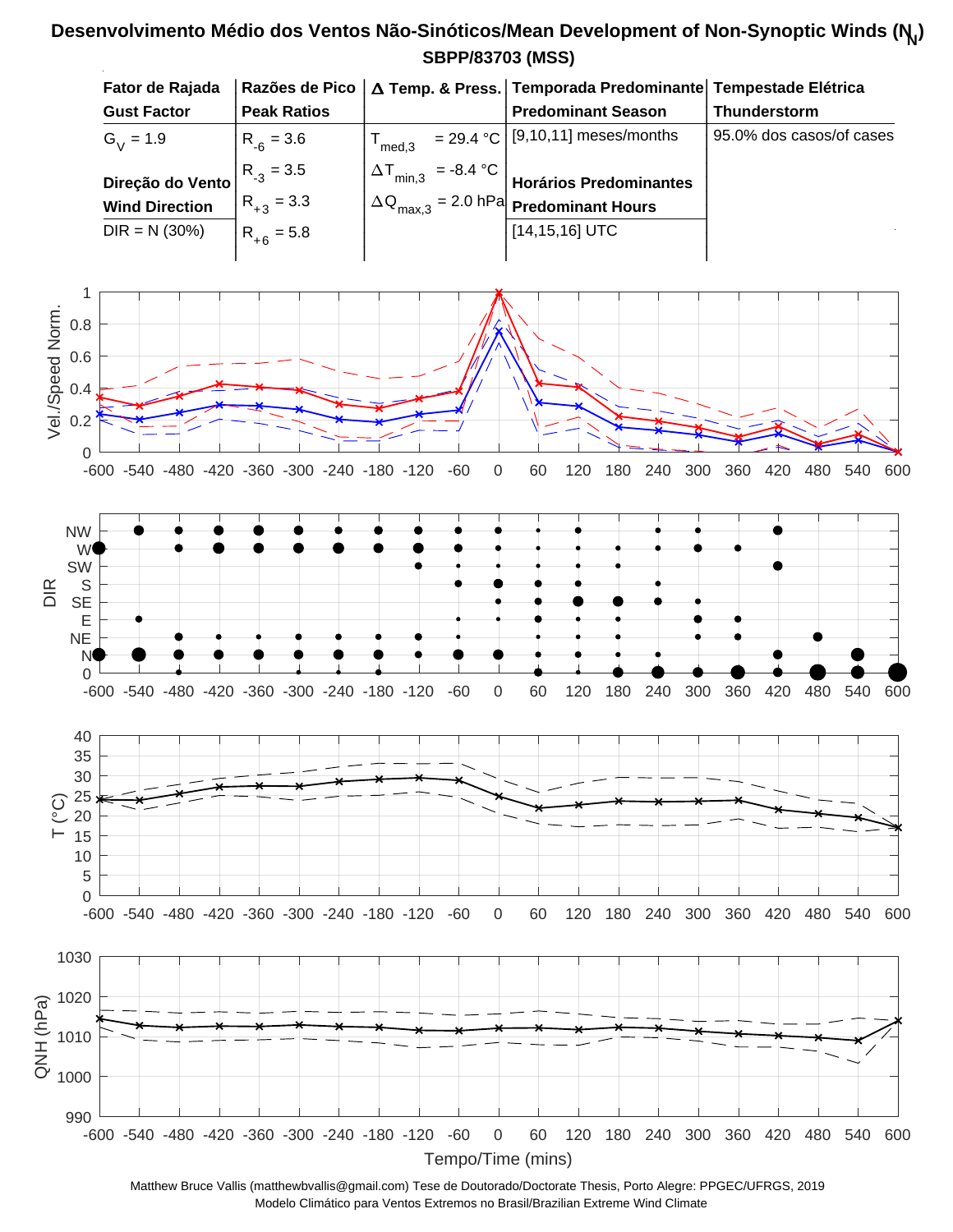# Desenvolvimento Médio dos Ventos Não-Sinóticos/Mean Development of Non-Synoptic Winds ($N_N$)

## SBPP/83703 (MSS)

| Fator de Rajada<br>Gust Factor | Razões de Pico<br>Peak Ratios | Δ Temp. & Press. | Temporada Predominante<br>Predominant Season | Tempestade Elétrica<br>Thunderstorm |
|---|---|---|---|---|
| $G_V$ = 1.9 | $R_{-6}$ = 3.6 | $T_{med,3}$ = 29.4 °C | [9,10,11] meses/months | 95.0% dos casos/of cases |
| **Direção do Vento**<br>**Wind Direction** | $R_{-3}$ = 3.5 | $\Delta T_{min,3}$ = -8.4 °C | **Horários Predominantes**<br>**Predominant Hours** | |
| DIR = N (30%) | $R_{+3}$ = 3.3 | $\Delta Q_{max,3}$ = 2.0 hPa | [14,15,16] UTC | |
| | $R_{+6}$ = 5.8 | | | |

Matthew Bruce Vallis (matthewbvallis@gmail.com) Tese de Doutorado/Doctorate Thesis, Porto Alegre: PPGEC/UFRGS, 2019
Modelo Climático para Ventos Extremos no Brasil/Brazilian Extreme Wind Climate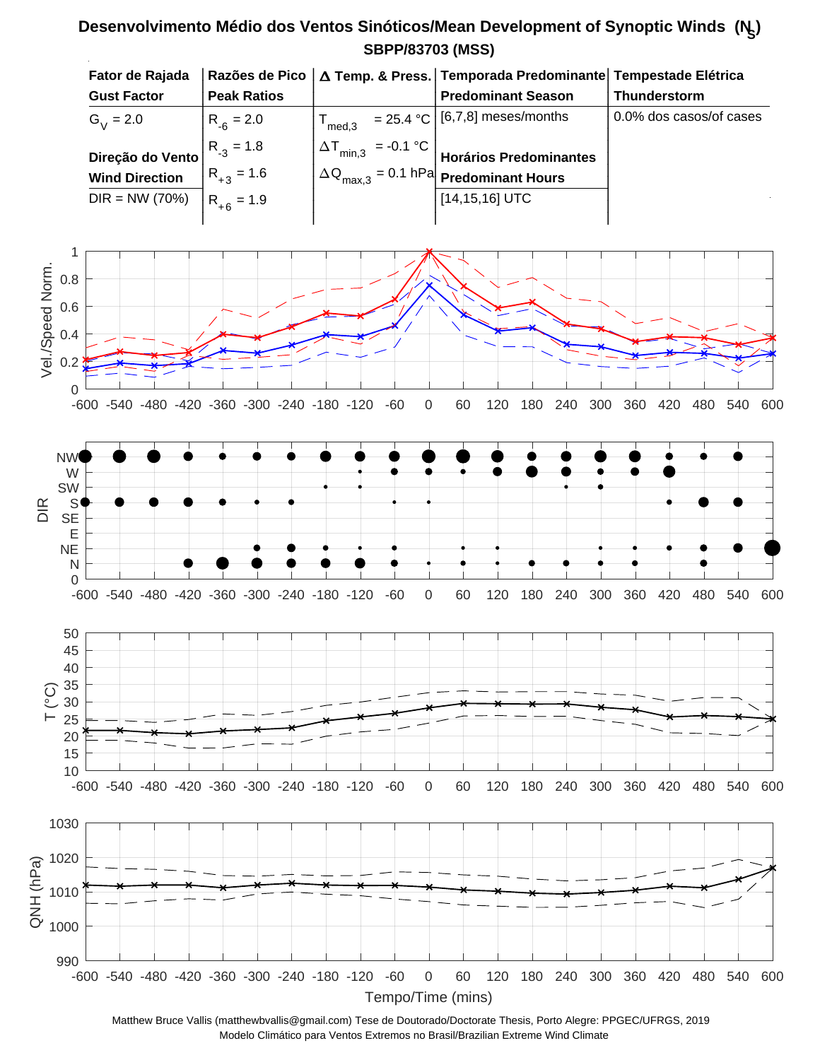# Desenvolvimento Médio dos Ventos Sinóticos/Mean Development of Synoptic Winds ($N_S$)

**SBPP/83703 (MSS)**

| Fator de Rajada / Gust Factor | Razões de Pico / Peak Ratios | Δ Temp. & Press. | Temporada Predominante / Predominant Season | Tempestade Elétrica / Thunderstorm |
|---|---|---|---|---|
| $G_V$ = 2.0 | $R_{-6}$ = 2.0 | $T_{med,3}$ = 25.4 °C | [6,7,8] meses/months | 0.0% dos casos/of cases |
| **Direção do Vento / Wind Direction** | $R_{-3}$ = 1.8 | $\Delta T_{min,3}$ = -0.1 °C | **Horários Predominantes / Predominant Hours** | |
| DIR = NW (70%) | $R_{+3}$ = 1.6 | $\Delta Q_{max,3}$ = 0.1 hPa | [14,15,16] UTC | |
| | $R_{+6}$ = 1.9 | | | |

Vel./Speed Norm.
1
0.8
0.6
0.4
0.2
0
-600 -540 -480 -420 -360 -300 -240 -180 -120 -60 0 60 120 180 240 300 360 420 480 540 600

DIR
NW
W
SW
S
SE
E
NE
N
0
-600 -540 -480 -420 -360 -300 -240 -180 -120 -60 0 60 120 180 240 300 360 420 480 540 600

T (°C)
50
45
40
35
30
25
20
15
10
-600 -540 -480 -420 -360 -300 -240 -180 -120 -60 0 60 120 180 240 300 360 420 480 540 600

QNH (hPa)
1030
1020
1010
1000
990
-600 -540 -480 -420 -360 -300 -240 -180 -120 -60 0 60 120 180 240 300 360 420 480 540 600

Tempo/Time (mins)

Matthew Bruce Vallis (matthewbvallis@gmail.com) Tese de Doutorado/Doctorate Thesis, Porto Alegre: PPGEC/UFRGS, 2019
Modelo Climático para Ventos Extremos no Brasil/Brazilian Extreme Wind Climate